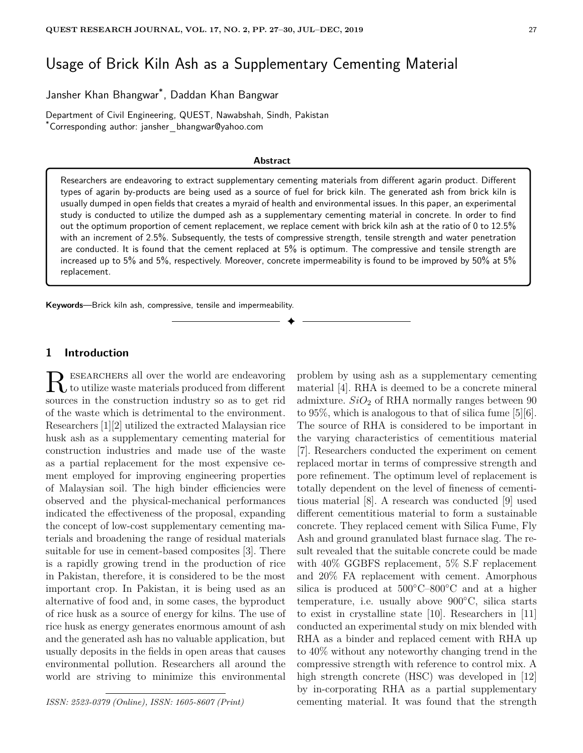# Usage of Brick Kiln Ash as a Supplementary Cementing Material

Jansher Khan Bhangwar*, Daddan Khan Bangwar

Department of Civil Engineering, QUEST, Nawabshah, Sindh, Pakistan
*Corresponding author: jansher_bhangwar@yahoo.com

## Abstract

Researchers are endeavoring to extract supplementary cementing materials from different agarin product. Different types of agarin by-products are being used as a source of fuel for brick kiln. The generated ash from brick kiln is usually dumped in open fields that creates a myraid of health and environmental issues. In this paper, an experimental study is conducted to utilize the dumped ash as a supplementary cementing material in concrete. In order to find out the optimum proportion of cement replacement, we replace cement with brick kiln ash at the ratio of 0 to 12.5% with an increment of 2.5%. Subsequently, the tests of compressive strength, tensile strength and water penetration are conducted. It is found that the cement replaced at 5% is optimum. The compressive and tensile strength are increased up to 5% and 5%, respectively. Moreover, concrete impermeability is found to be improved by 50% at 5% replacement.

**Keywords**—Brick kiln ash, compressive, tensile and impermeability.

## 1 Introduction

Researchers all over the world are endeavoring to utilize waste materials produced from different sources in the construction industry so as to get rid of the waste which is detrimental to the environment. Researchers [1][2] utilized the extracted Malaysian rice husk ash as a supplementary cementing material for construction industries and made use of the waste as a partial replacement for the most expensive cement employed for improving engineering properties of Malaysian soil. The high binder efficiencies were observed and the physical-mechanical performances indicated the effectiveness of the proposal, expanding the concept of low-cost supplementary cementing materials and broadening the range of residual materials suitable for use in cement-based composites [3]. There is a rapidly growing trend in the production of rice in Pakistan, therefore, it is considered to be the most important crop. In Pakistan, it is being used as an alternative of food and, in some cases, the byproduct of rice husk as a source of energy for kilns. The use of rice husk as energy generates enormous amount of ash and the generated ash has no valuable application, but usually deposits in the fields in open areas that causes environmental pollution. Researchers all around the world are striving to minimize this environmental problem by using ash as a supplementary cementing material [4]. RHA is deemed to be a concrete mineral admixture. $SiO_2$ of RHA normally ranges between 90 to 95%, which is analogous to that of silica fume [5][6]. The source of RHA is considered to be important in the varying characteristics of cementitious material [7]. Researchers conducted the experiment on cement replaced mortar in terms of compressive strength and pore refinement. The optimum level of replacement is totally dependent on the level of fineness of cementitious material [8]. A research was conducted [9] used different cementitious material to form a sustainable concrete. They replaced cement with Silica Fume, Fly Ash and ground granulated blast furnace slag. The result revealed that the suitable concrete could be made with 40% GGBFS replacement, 5% S.F replacement and 20% FA replacement with cement. Amorphous silica is produced at 500°C–800°C and at a higher temperature, i.e. usually above 900°C, silica starts to exist in crystalline state [10]. Researchers in [11] conducted an experimental study on mix blended with RHA as a binder and replaced cement with RHA up to 40% without any noteworthy changing trend in the compressive strength with reference to control mix. A high strength concrete (HSC) was developed in [12] by in-corporating RHA as a partial supplementary cementing material. It was found that the strength

*ISSN: 2523-0379 (Online), ISSN: 1605-8607 (Print)*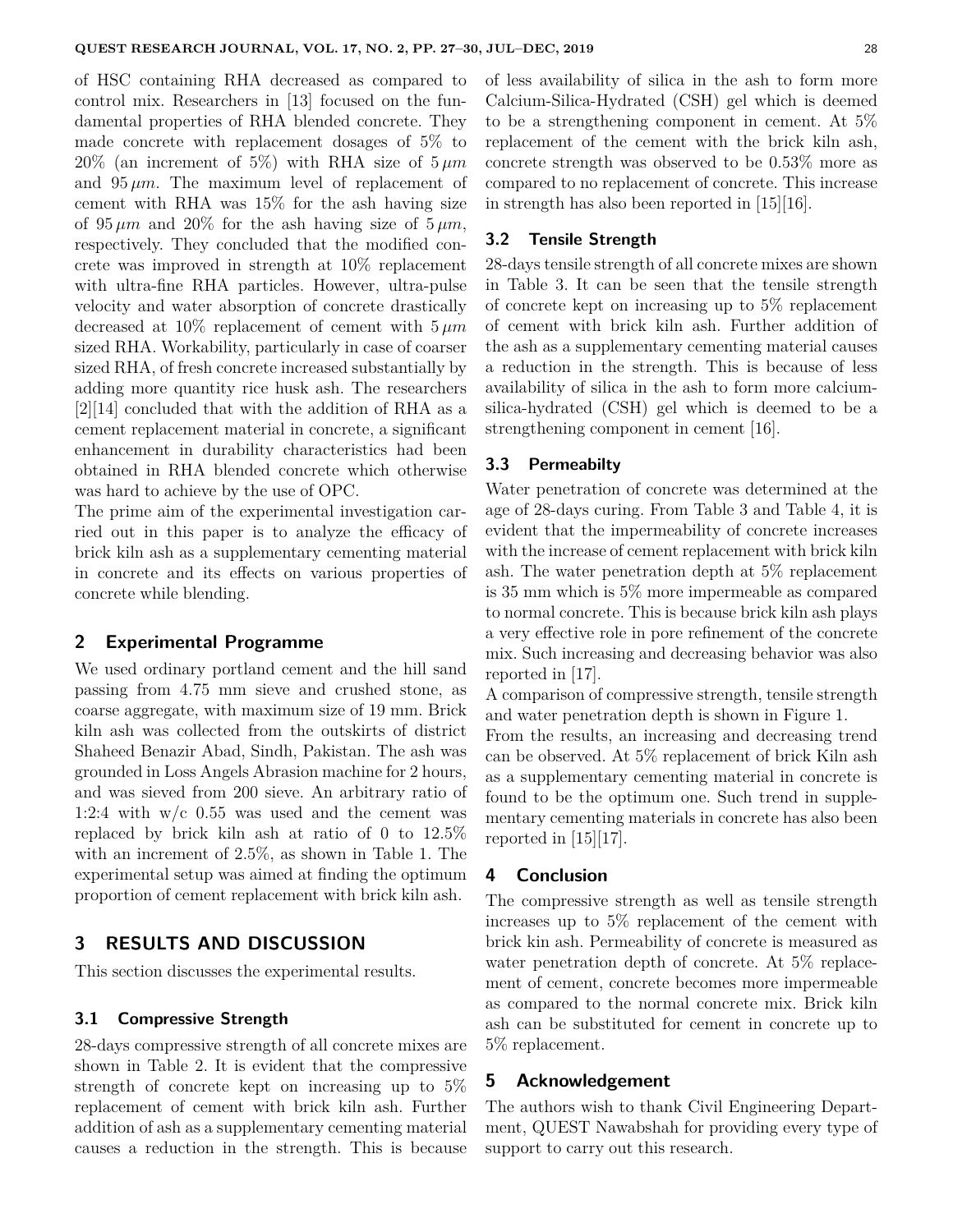of HSC containing RHA decreased as compared to control mix. Researchers in [13] focused on the fundamental properties of RHA blended concrete. They made concrete with replacement dosages of 5% to 20% (an increment of 5%) with RHA size of $5\,\mu m$ and $95\,\mu m$. The maximum level of replacement of cement with RHA was 15% for the ash having size of $95\,\mu m$ and 20% for the ash having size of $5\,\mu m$, respectively. They concluded that the modified concrete was improved in strength at 10% replacement with ultra-fine RHA particles. However, ultra-pulse velocity and water absorption of concrete drastically decreased at 10% replacement of cement with $5\,\mu m$ sized RHA. Workability, particularly in case of coarser sized RHA, of fresh concrete increased substantially by adding more quantity rice husk ash. The researchers [2][14] concluded that with the addition of RHA as a cement replacement material in concrete, a significant enhancement in durability characteristics had been obtained in RHA blended concrete which otherwise was hard to achieve by the use of OPC.

The prime aim of the experimental investigation carried out in this paper is to analyze the efficacy of brick kiln ash as a supplementary cementing material in concrete and its effects on various properties of concrete while blending.

## 2 Experimental Programme

We used ordinary portland cement and the hill sand passing from 4.75 mm sieve and crushed stone, as coarse aggregate, with maximum size of 19 mm. Brick kiln ash was collected from the outskirts of district Shaheed Benazir Abad, Sindh, Pakistan. The ash was grounded in Loss Angels Abrasion machine for 2 hours, and was sieved from 200 sieve. An arbitrary ratio of 1:2:4 with w/c 0.55 was used and the cement was replaced by brick kiln ash at ratio of 0 to 12.5% with an increment of 2.5%, as shown in Table 1. The experimental setup was aimed at finding the optimum proportion of cement replacement with brick kiln ash.

## 3 RESULTS AND DISCUSSION

This section discusses the experimental results.

### 3.1 Compressive Strength

28-days compressive strength of all concrete mixes are shown in Table 2. It is evident that the compressive strength of concrete kept on increasing up to 5% replacement of cement with brick kiln ash. Further addition of ash as a supplementary cementing material causes a reduction in the strength. This is because of less availability of silica in the ash to form more Calcium-Silica-Hydrated (CSH) gel which is deemed to be a strengthening component in cement. At 5% replacement of the cement with the brick kiln ash, concrete strength was observed to be 0.53% more as compared to no replacement of concrete. This increase in strength has also been reported in [15][16].

### 3.2 Tensile Strength

28-days tensile strength of all concrete mixes are shown in Table 3. It can be seen that the tensile strength of concrete kept on increasing up to 5% replacement of cement with brick kiln ash. Further addition of the ash as a supplementary cementing material causes a reduction in the strength. This is because of less availability of silica in the ash to form more calcium-silica-hydrated (CSH) gel which is deemed to be a strengthening component in cement [16].

### 3.3 Permeabilty

Water penetration of concrete was determined at the age of 28-days curing. From Table 3 and Table 4, it is evident that the impermeability of concrete increases with the increase of cement replacement with brick kiln ash. The water penetration depth at 5% replacement is 35 mm which is 5% more impermeable as compared to normal concrete. This is because brick kiln ash plays a very effective role in pore refinement of the concrete mix. Such increasing and decreasing behavior was also reported in [17].

A comparison of compressive strength, tensile strength and water penetration depth is shown in Figure 1.

From the results, an increasing and decreasing trend can be observed. At 5% replacement of brick Kiln ash as a supplementary cementing material in concrete is found to be the optimum one. Such trend in supplementary cementing materials in concrete has also been reported in [15][17].

## 4 Conclusion

The compressive strength as well as tensile strength increases up to 5% replacement of the cement with brick kin ash. Permeability of concrete is measured as water penetration depth of concrete. At 5% replacement of cement, concrete becomes more impermeable as compared to the normal concrete mix. Brick kiln ash can be substituted for cement in concrete up to 5% replacement.

## 5 Acknowledgement

The authors wish to thank Civil Engineering Department, QUEST Nawabshah for providing every type of support to carry out this research.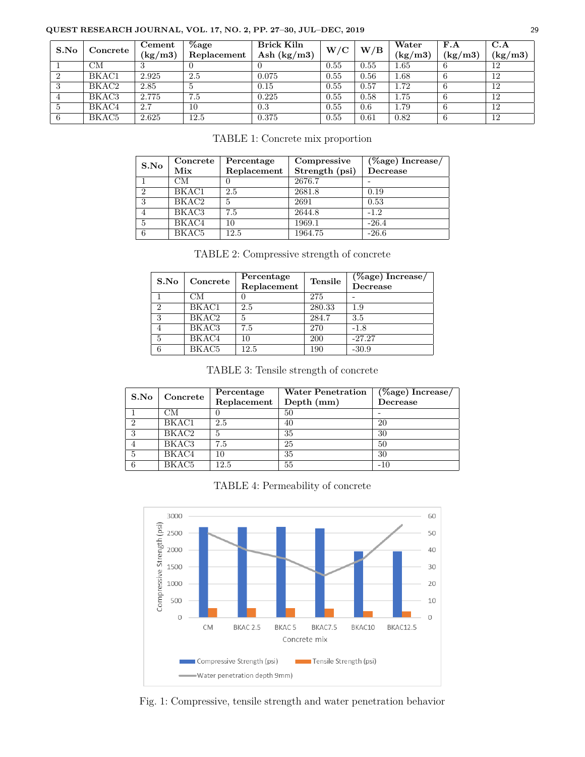| S.No | Concrete | Cement (kg/m3) | %age Replacement | Brick Kiln Ash (kg/m3) | W/C | W/B | Water (kg/m3) | F.A (kg/m3) | C.A (kg/m3) |
|---|---|---|---|---|---|---|---|---|---|
| 1 | CM | 3 | 0 | 0 | 0.55 | 0.55 | 1.65 | 6 | 12 |
| 2 | BKAC1 | 2.925 | 2.5 | 0.075 | 0.55 | 0.56 | 1.68 | 6 | 12 |
| 3 | BKAC2 | 2.85 | 5 | 0.15 | 0.55 | 0.57 | 1.72 | 6 | 12 |
| 4 | BKAC3 | 2.775 | 7.5 | 0.225 | 0.55 | 0.58 | 1.75 | 6 | 12 |
| 5 | BKAC4 | 2.7 | 10 | 0.3 | 0.55 | 0.6 | 1.79 | 6 | 12 |
| 6 | BKAC5 | 2.625 | 12.5 | 0.375 | 0.55 | 0.61 | 0.82 | 6 | 12 |

TABLE 1: Concrete mix proportion

| S.No | Concrete Mix | Percentage Replacement | Compressive Strength (psi) | (%age) Increase/ Decrease |
|---|---|---|---|---|
| 1 | CM | 0 | 2676.7 | - |
| 2 | BKAC1 | 2.5 | 2681.8 | 0.19 |
| 3 | BKAC2 | 5 | 2691 | 0.53 |
| 4 | BKAC3 | 7.5 | 2644.8 | -1.2 |
| 5 | BKAC4 | 10 | 1969.1 | -26.4 |
| 6 | BKAC5 | 12.5 | 1964.75 | -26.6 |

TABLE 2: Compressive strength of concrete

| S.No | Concrete | Percentage Replacement | Tensile | (%age) Increase/ Decrease |
|---|---|---|---|---|
| 1 | CM | 0 | 275 | - |
| 2 | BKAC1 | 2.5 | 280.33 | 1.9 |
| 3 | BKAC2 | 5 | 284.7 | 3.5 |
| 4 | BKAC3 | 7.5 | 270 | -1.8 |
| 5 | BKAC4 | 10 | 200 | -27.27 |
| 6 | BKAC5 | 12.5 | 190 | -30.9 |

TABLE 3: Tensile strength of concrete

| S.No | Concrete | Percentage Replacement | Water Penetration Depth (mm) | (%age) Increase/ Decrease |
|---|---|---|---|---|
| 1 | CM | 0 | 50 | - |
| 2 | BKAC1 | 2.5 | 40 | 20 |
| 3 | BKAC2 | 5 | 35 | 30 |
| 4 | BKAC3 | 7.5 | 25 | 50 |
| 5 | BKAC4 | 10 | 35 | 30 |
| 6 | BKAC5 | 12.5 | 55 | -10 |

TABLE 4: Permeability of concrete

Fig. 1: Compressive, tensile strength and water penetration behavior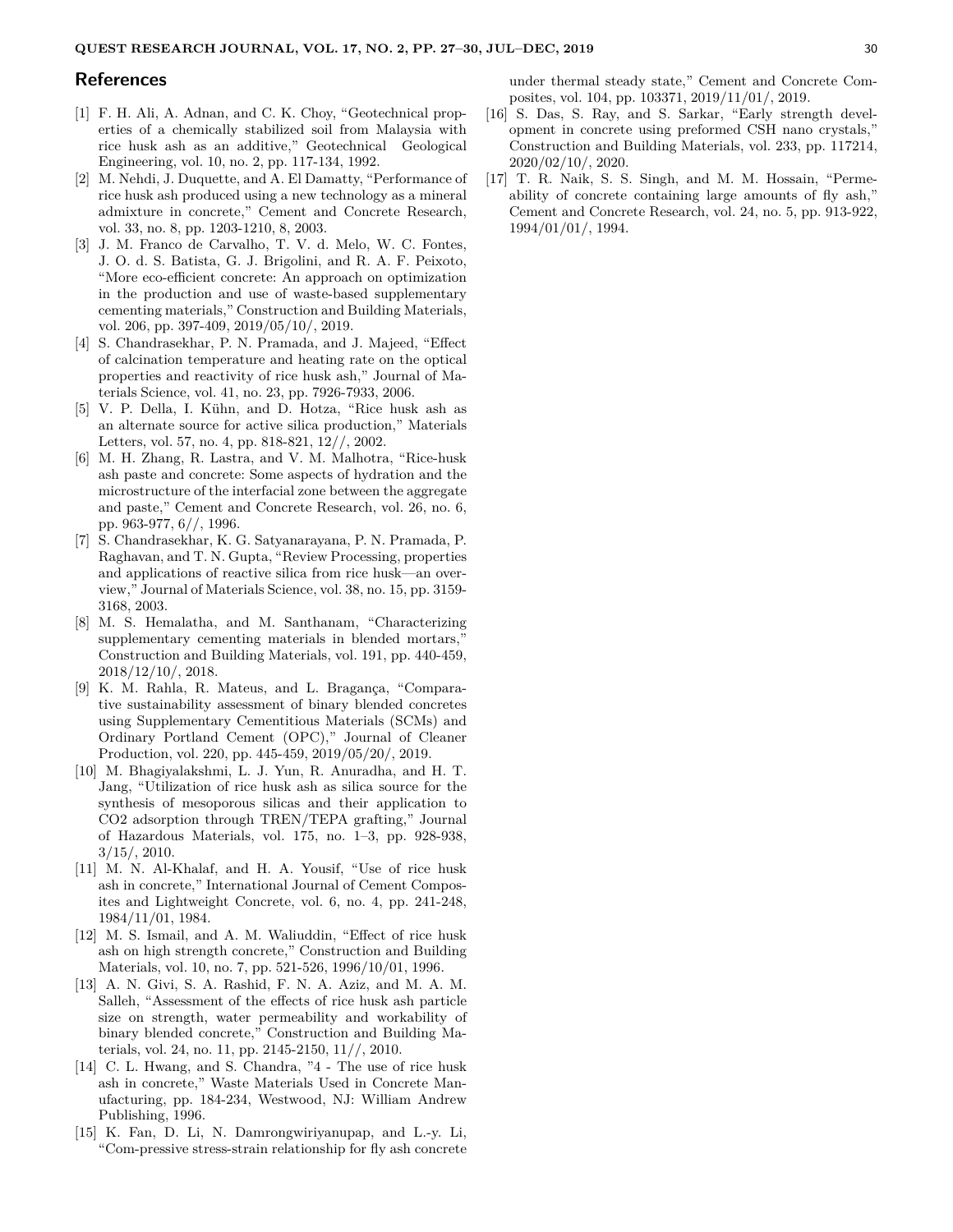## References

[1] F. H. Ali, A. Adnan, and C. K. Choy, "Geotechnical properties of a chemically stabilized soil from Malaysia with rice husk ash as an additive," Geotechnical Geological Engineering, vol. 10, no. 2, pp. 117-134, 1992.

[2] M. Nehdi, J. Duquette, and A. El Damatty, "Performance of rice husk ash produced using a new technology as a mineral admixture in concrete," Cement and Concrete Research, vol. 33, no. 8, pp. 1203-1210, 8, 2003.

[3] J. M. Franco de Carvalho, T. V. d. Melo, W. C. Fontes, J. O. d. S. Batista, G. J. Brigolini, and R. A. F. Peixoto, "More eco-efficient concrete: An approach on optimization in the production and use of waste-based supplementary cementing materials," Construction and Building Materials, vol. 206, pp. 397-409, 2019/05/10/, 2019.

[4] S. Chandrasekhar, P. N. Pramada, and J. Majeed, "Effect of calcination temperature and heating rate on the optical properties and reactivity of rice husk ash," Journal of Materials Science, vol. 41, no. 23, pp. 7926-7933, 2006.

[5] V. P. Della, I. Kühn, and D. Hotza, "Rice husk ash as an alternate source for active silica production," Materials Letters, vol. 57, no. 4, pp. 818-821, 12//, 2002.

[6] M. H. Zhang, R. Lastra, and V. M. Malhotra, "Rice-husk ash paste and concrete: Some aspects of hydration and the microstructure of the interfacial zone between the aggregate and paste," Cement and Concrete Research, vol. 26, no. 6, pp. 963-977, 6//, 1996.

[7] S. Chandrasekhar, K. G. Satyanarayana, P. N. Pramada, P. Raghavan, and T. N. Gupta, "Review Processing, properties and applications of reactive silica from rice husk—an overview," Journal of Materials Science, vol. 38, no. 15, pp. 3159-3168, 2003.

[8] M. S. Hemalatha, and M. Santhanam, "Characterizing supplementary cementing materials in blended mortars," Construction and Building Materials, vol. 191, pp. 440-459, 2018/12/10/, 2018.

[9] K. M. Rahla, R. Mateus, and L. Bragança, "Comparative sustainability assessment of binary blended concretes using Supplementary Cementitious Materials (SCMs) and Ordinary Portland Cement (OPC)," Journal of Cleaner Production, vol. 220, pp. 445-459, 2019/05/20/, 2019.

[10] M. Bhagiyalakshmi, L. J. Yun, R. Anuradha, and H. T. Jang, "Utilization of rice husk ash as silica source for the synthesis of mesoporous silicas and their application to CO2 adsorption through TREN/TEPA grafting," Journal of Hazardous Materials, vol. 175, no. 1–3, pp. 928-938, 3/15/, 2010.

[11] M. N. Al-Khalaf, and H. A. Yousif, "Use of rice husk ash in concrete," International Journal of Cement Composites and Lightweight Concrete, vol. 6, no. 4, pp. 241-248, 1984/11/01, 1984.

[12] M. S. Ismail, and A. M. Waliuddin, "Effect of rice husk ash on high strength concrete," Construction and Building Materials, vol. 10, no. 7, pp. 521-526, 1996/10/01, 1996.

[13] A. N. Givi, S. A. Rashid, F. N. A. Aziz, and M. A. M. Salleh, "Assessment of the effects of rice husk ash particle size on strength, water permeability and workability of binary blended concrete," Construction and Building Materials, vol. 24, no. 11, pp. 2145-2150, 11//, 2010.

[14] C. L. Hwang, and S. Chandra, "4 - The use of rice husk ash in concrete," Waste Materials Used in Concrete Manufacturing, pp. 184-234, Westwood, NJ: William Andrew Publishing, 1996.

[15] K. Fan, D. Li, N. Damrongwiriyanupap, and L.-y. Li, "Com-pressive stress-strain relationship for fly ash concrete under thermal steady state," Cement and Concrete Composites, vol. 104, pp. 103371, 2019/11/01/, 2019.

[16] S. Das, S. Ray, and S. Sarkar, "Early strength development in concrete using preformed CSH nano crystals," Construction and Building Materials, vol. 233, pp. 117214, 2020/02/10/, 2020.

[17] T. R. Naik, S. S. Singh, and M. M. Hossain, "Permeability of concrete containing large amounts of fly ash," Cement and Concrete Research, vol. 24, no. 5, pp. 913-922, 1994/01/01/, 1994.